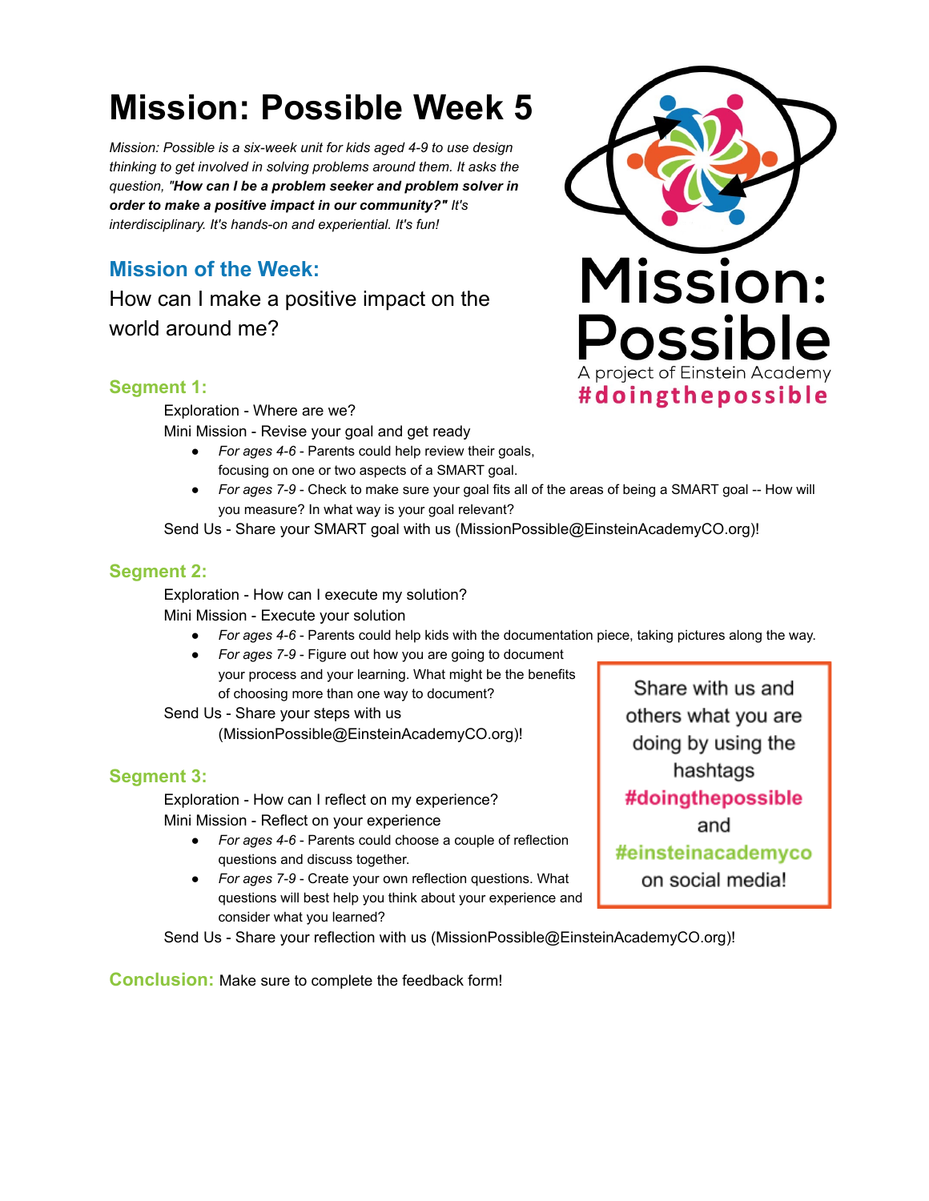# Mission: Possible Week 5

*Mission: Possible is a six-week unit for kids aged 4-9 to use design thinking to get involved in solving problems around them. It asks the question, **"How can I be a problem seeker and problem solver in order to make a positive impact in our community?"** It's interdisciplinary. It's hands-on and experiential. It's fun!*

Mission: Possible

A project of Einstein Academy

#doingthepossible

## Mission of the Week:

How can I make a positive impact on the world around me?

### Segment 1:

Exploration - Where are we?

Mini Mission - Revise your goal and get ready

- *For ages 4-6* - Parents could help review their goals, focusing on one or two aspects of a SMART goal.
- *For ages 7-9* - Check to make sure your goal fits all of the areas of being a SMART goal -- How will you measure? In what way is your goal relevant?

Send Us - Share your SMART goal with us (MissionPossible@EinsteinAcademyCO.org)!

### Segment 2:

Exploration - How can I execute my solution?

Mini Mission - Execute your solution

- *For ages 4-6* - Parents could help kids with the documentation piece, taking pictures along the way.
- *For ages 7-9* - Figure out how you are going to document your process and your learning. What might be the benefits of choosing more than one way to document?

Send Us - Share your steps with us (MissionPossible@EinsteinAcademyCO.org)!

### Segment 3:

Exploration - How can I reflect on my experience?

Mini Mission - Reflect on your experience

- *For ages 4-6* - Parents could choose a couple of reflection questions and discuss together.
- *For ages 7-9* - Create your own reflection questions. What questions will best help you think about your experience and consider what you learned?

Send Us - Share your reflection with us (MissionPossible@EinsteinAcademyCO.org)!

> Share with us and others what you are doing by using the hashtags **#doingthepossible** and **#einsteinacademyco** on social media!

**Conclusion:** Make sure to complete the feedback form!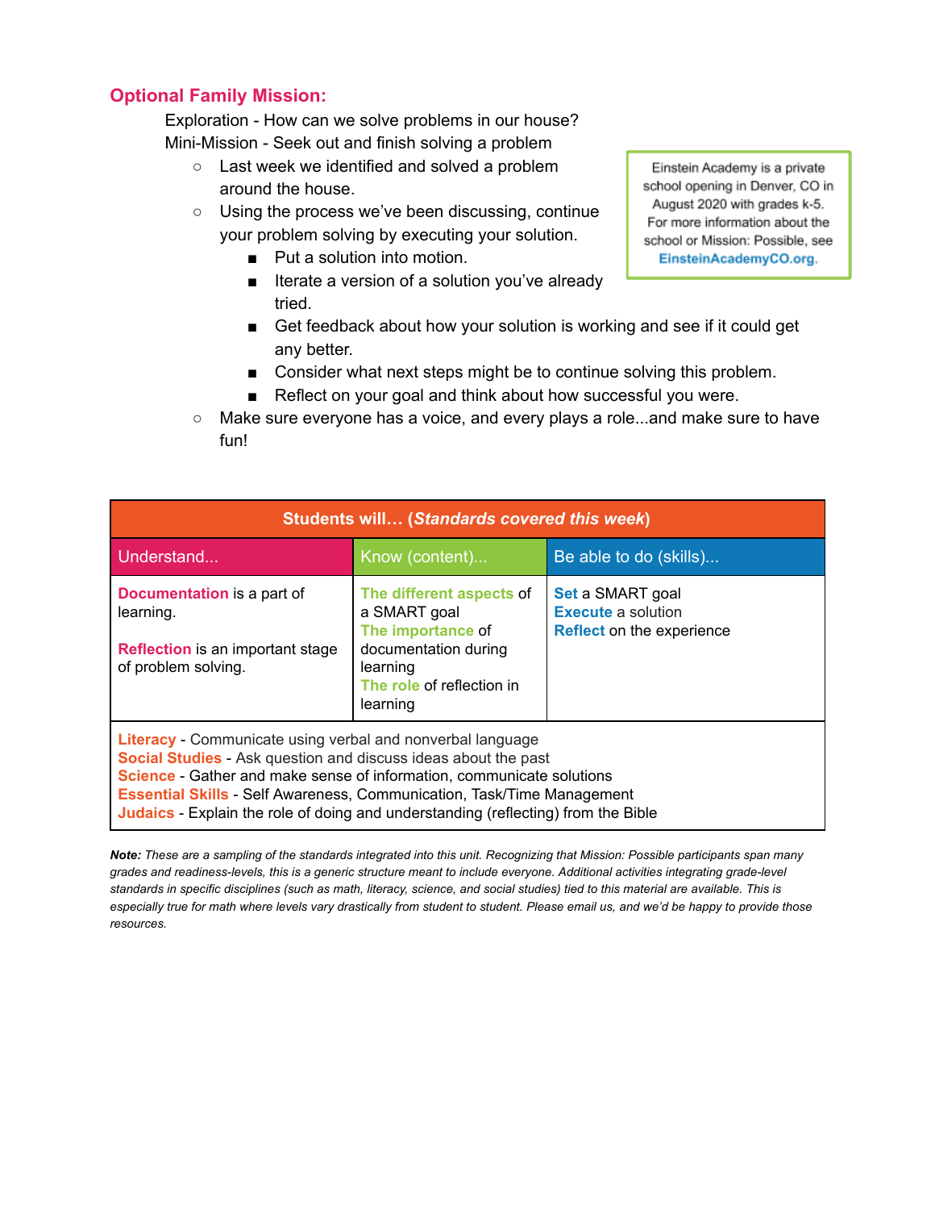## Optional Family Mission:

Exploration - How can we solve problems in our house?

Mini-Mission - Seek out and finish solving a problem

- Last week we identified and solved a problem around the house.
- Using the process we've been discussing, continue your problem solving by executing your solution.
  - Put a solution into motion.
  - Iterate a version of a solution you've already tried.
  - Get feedback about how your solution is working and see if it could get any better.
  - Consider what next steps might be to continue solving this problem.
  - Reflect on your goal and think about how successful you were.
- Make sure everyone has a voice, and every plays a role...and make sure to have fun!

Einstein Academy is a private school opening in Denver, CO in August 2020 with grades k-5. For more information about the school or Mission: Possible, see EinsteinAcademyCO.org.

| Students will... (*Standards covered this week*) | | |
|---|---|---|
| Understand... | Know (content)... | Be able to do (skills)... |
| **Documentation** is a part of learning.<br><br>**Reflection** is an important stage of problem solving. | **The different aspects** of a SMART goal<br>**The importance** of documentation during learning<br>**The role** of reflection in learning | **Set** a SMART goal<br>**Execute** a solution<br>**Reflect** on the experience |
| **Literacy** - Communicate using verbal and nonverbal language<br>**Social Studies** - Ask question and discuss ideas about the past<br>**Science** - Gather and make sense of information, communicate solutions<br>**Essential Skills** - Self Awareness, Communication, Task/Time Management<br>**Judaics** - Explain the role of doing and understanding (reflecting) from the Bible | | |

***Note:*** *These are a sampling of the standards integrated into this unit. Recognizing that Mission: Possible participants span many grades and readiness-levels, this is a generic structure meant to include everyone. Additional activities integrating grade-level standards in specific disciplines (such as math, literacy, science, and social studies) tied to this material are available. This is especially true for math where levels vary drastically from student to student. Please email us, and we'd be happy to provide those resources.*